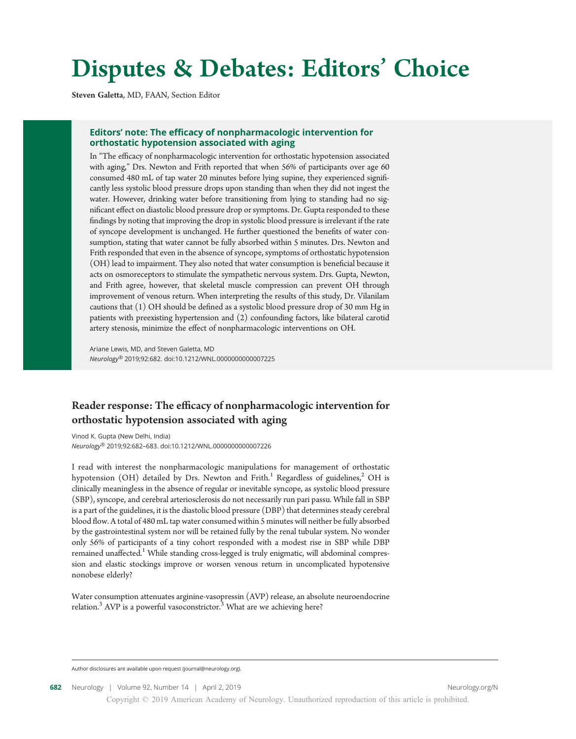# Disputes & Debates: Editors' Choice

**Steven Galetta**, MD, FAAN, Section Editor

### Editors' note: The efficacy of nonpharmacologic intervention for orthostatic hypotension associated with aging

In "The efficacy of nonpharmacologic intervention for orthostatic hypotension associated with aging," Drs. Newton and Frith reported that when 56% of participants over age 60 consumed 480 mL of tap water 20 minutes before lying supine, they experienced significantly less systolic blood pressure drops upon standing than when they did not ingest the water. However, drinking water before transitioning from lying to standing had no significant effect on diastolic blood pressure drop or symptoms. Dr. Gupta responded to these findings by noting that improving the drop in systolic blood pressure is irrelevant if the rate of syncope development is unchanged. He further questioned the benefits of water consumption, stating that water cannot be fully absorbed within 5 minutes. Drs. Newton and Frith responded that even in the absence of syncope, symptoms of orthostatic hypotension (OH) lead to impairment. They also noted that water consumption is beneficial because it acts on osmoreceptors to stimulate the sympathetic nervous system. Drs. Gupta, Newton, and Frith agree, however, that skeletal muscle compression can prevent OH through improvement of venous return. When interpreting the results of this study, Dr. Vilanilam cautions that (1) OH should be defined as a systolic blood pressure drop of 30 mm Hg in patients with preexisting hypertension and (2) confounding factors, like bilateral carotid artery stenosis, minimize the effect of nonpharmacologic interventions on OH.

Ariane Lewis, MD, and Steven Galetta, MD
*Neurology*® 2019;92:682. doi:10.1212/WNL.0000000000007225

## Reader response: The efficacy of nonpharmacologic intervention for orthostatic hypotension associated with aging

Vinod K. Gupta (New Delhi, India)
*Neurology*® 2019;92:682–683. doi:10.1212/WNL.0000000000007226

I read with interest the nonpharmacologic manipulations for management of orthostatic hypotension (OH) detailed by Drs. Newton and Frith.[1] Regardless of guidelines,[2] OH is clinically meaningless in the absence of regular or inevitable syncope, as systolic blood pressure (SBP), syncope, and cerebral arteriosclerosis do not necessarily run pari passu. While fall in SBP is a part of the guidelines, it is the diastolic blood pressure (DBP) that determines steady cerebral blood flow. A total of 480 mL tap water consumed within 5 minutes will neither be fully absorbed by the gastrointestinal system nor will be retained fully by the renal tubular system. No wonder only 56% of participants of a tiny cohort responded with a modest rise in SBP while DBP remained unaffected.[1] While standing cross-legged is truly enigmatic, will abdominal compression and elastic stockings improve or worsen venous return in uncomplicated hypotensive nonobese elderly?

Water consumption attenuates arginine-vasopressin (AVP) release, an absolute neuroendocrine relation.[3] AVP is a powerful vasoconstrictor.[3] What are we achieving here?

Author disclosures are available upon request (journal@neurology.org).

Copyright © 2019 American Academy of Neurology. Unauthorized reproduction of this article is prohibited.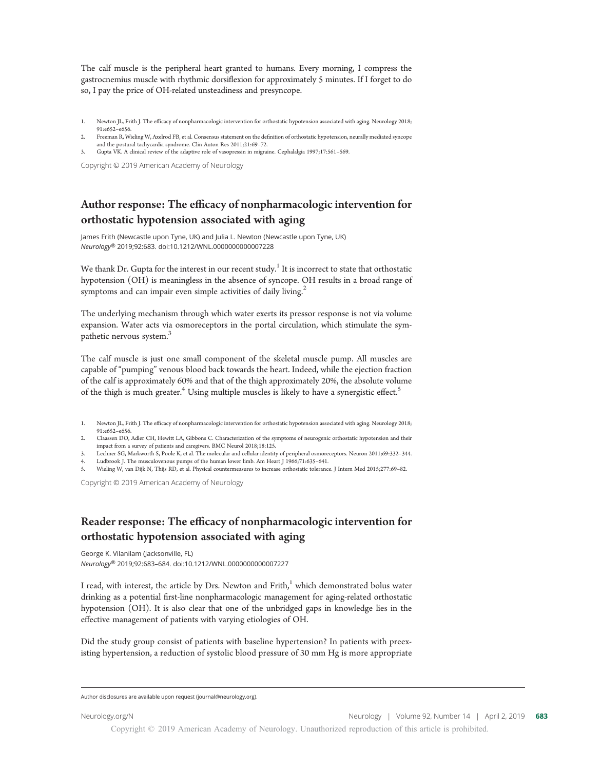The calf muscle is the peripheral heart granted to humans. Every morning, I compress the gastrocnemius muscle with rhythmic dorsiflexion for approximately 5 minutes. If I forget to do so, I pay the price of OH-related unsteadiness and presyncope.

1. Newton JL, Frith J. The efficacy of nonpharmacologic intervention for orthostatic hypotension associated with aging. Neurology 2018; 91:e652–e656.
2. Freeman R, Wieling W, Axelrod FB, et al. Consensus statement on the definition of orthostatic hypotension, neurally mediated syncope and the postural tachycardia syndrome. Clin Auton Res 2011;21:69–72.
3. Gupta VK. A clinical review of the adaptive role of vasopressin in migraine. Cephalalgia 1997;17:561–569.

Copyright © 2019 American Academy of Neurology

## Author response: The efficacy of nonpharmacologic intervention for orthostatic hypotension associated with aging

James Frith (Newcastle upon Tyne, UK) and Julia L. Newton (Newcastle upon Tyne, UK)
*Neurology®* 2019;92:683. doi:10.1212/WNL.0000000000007228

We thank Dr. Gupta for the interest in our recent study.[1] It is incorrect to state that orthostatic hypotension (OH) is meaningless in the absence of syncope. OH results in a broad range of symptoms and can impair even simple activities of daily living.[2]

The underlying mechanism through which water exerts its pressor response is not via volume expansion. Water acts via osmoreceptors in the portal circulation, which stimulate the sympathetic nervous system.[3]

The calf muscle is just one small component of the skeletal muscle pump. All muscles are capable of "pumping" venous blood back towards the heart. Indeed, while the ejection fraction of the calf is approximately 60% and that of the thigh approximately 20%, the absolute volume of the thigh is much greater.[4] Using multiple muscles is likely to have a synergistic effect.[5]

1. Newton JL, Frith J. The efficacy of nonpharmacologic intervention for orthostatic hypotension associated with aging. Neurology 2018; 91:e652–e656.
2. Claassen DO, Adler CH, Hewitt LA, Gibbons C. Characterization of the symptoms of neurogenic orthostatic hypotension and their impact from a survey of patients and caregivers. BMC Neurol 2018;18:125.
3. Lechner SG, Markworth S, Poole K, et al. The molecular and cellular identity of peripheral osmoreceptors. Neuron 2011;69:332–344.
4. Ludbrook J. The musculovenous pumps of the human lower limb. Am Heart J 1966;71:635–641.
5. Wieling W, van Dijk N, Thijs RD, et al. Physical countermeasures to increase orthostatic tolerance. J Intern Med 2015;277:69–82.

Copyright © 2019 American Academy of Neurology

## Reader response: The efficacy of nonpharmacologic intervention for orthostatic hypotension associated with aging

George K. Vilanilam (Jacksonville, FL)
*Neurology®* 2019;92:683–684. doi:10.1212/WNL.0000000000007227

I read, with interest, the article by Drs. Newton and Frith,[1] which demonstrated bolus water drinking as a potential first-line nonpharmacologic management for aging-related orthostatic hypotension (OH). It is also clear that one of the unbridged gaps in knowledge lies in the effective management of patients with varying etiologies of OH.

Did the study group consist of patients with baseline hypertension? In patients with preexisting hypertension, a reduction of systolic blood pressure of 30 mm Hg is more appropriate

Author disclosures are available upon request (journal@neurology.org).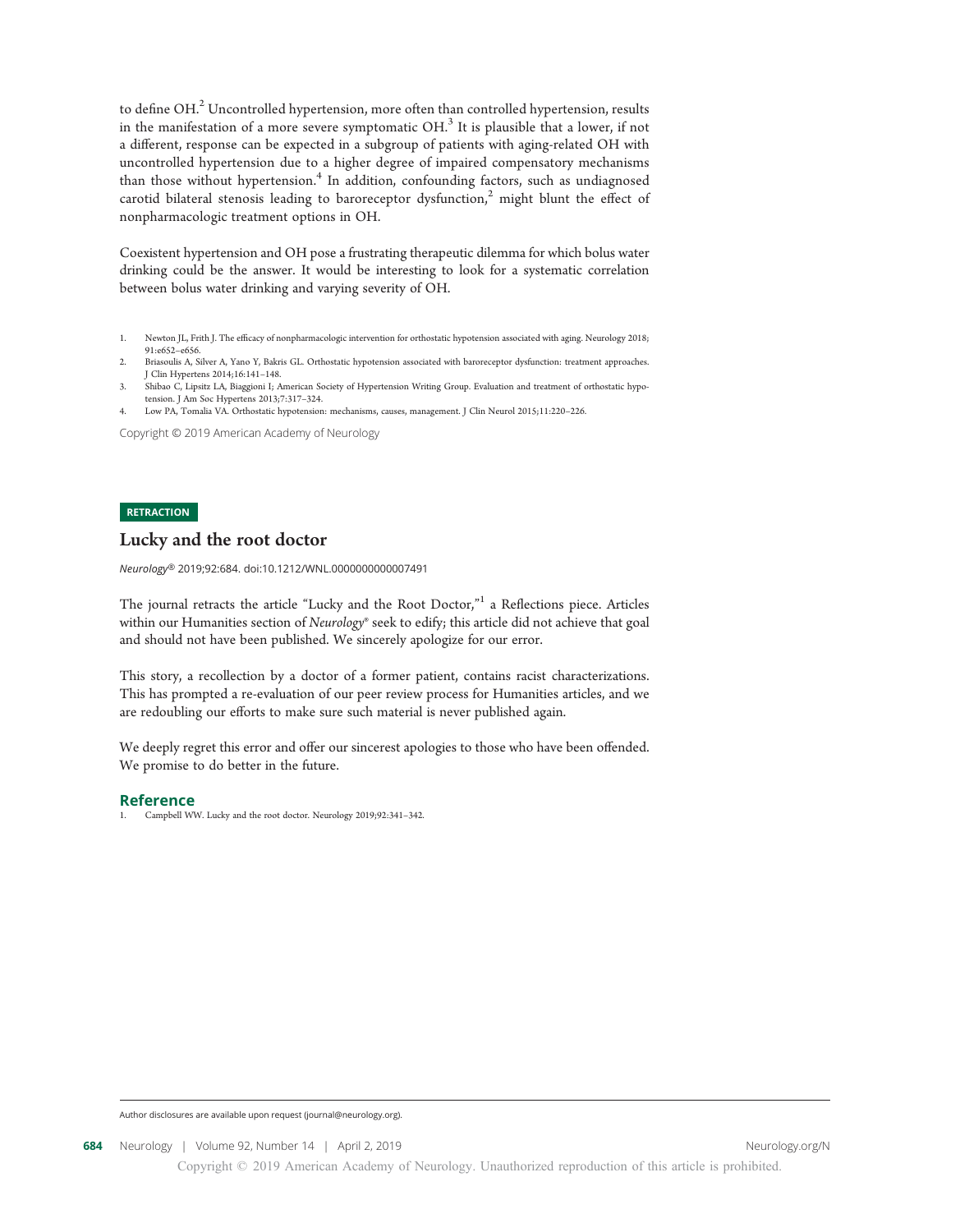to define OH.[2] Uncontrolled hypertension, more often than controlled hypertension, results in the manifestation of a more severe symptomatic OH.[3] It is plausible that a lower, if not a different, response can be expected in a subgroup of patients with aging-related OH with uncontrolled hypertension due to a higher degree of impaired compensatory mechanisms than those without hypertension.[4] In addition, confounding factors, such as undiagnosed carotid bilateral stenosis leading to baroreceptor dysfunction,[2] might blunt the effect of nonpharmacologic treatment options in OH.

Coexistent hypertension and OH pose a frustrating therapeutic dilemma for which bolus water drinking could be the answer. It would be interesting to look for a systematic correlation between bolus water drinking and varying severity of OH.

1. Newton JL, Frith J. The efficacy of nonpharmacologic intervention for orthostatic hypotension associated with aging. Neurology 2018;91:e652–e656.
2. Briasoulis A, Silver A, Yano Y, Bakris GL. Orthostatic hypotension associated with baroreceptor dysfunction: treatment approaches. J Clin Hypertens 2014;16:141–148.
3. Shibao C, Lipsitz LA, Biaggioni I; American Society of Hypertension Writing Group. Evaluation and treatment of orthostatic hypotension. J Am Soc Hypertens 2013;7:317–324.
4. Low PA, Tomalia VA. Orthostatic hypotension: mechanisms, causes, management. J Clin Neurol 2015;11:220–226.

Copyright © 2019 American Academy of Neurology

**RETRACTION**

## Lucky and the root doctor

*Neurology*® 2019;92:684. doi:10.1212/WNL.0000000000007491

The journal retracts the article "Lucky and the Root Doctor,"[1] a Reflections piece. Articles within our Humanities section of *Neurology*® seek to edify; this article did not achieve that goal and should not have been published. We sincerely apologize for our error.

This story, a recollection by a doctor of a former patient, contains racist characterizations. This has prompted a re-evaluation of our peer review process for Humanities articles, and we are redoubling our efforts to make sure such material is never published again.

We deeply regret this error and offer our sincerest apologies to those who have been offended. We promise to do better in the future.

### Reference

1. Campbell WW. Lucky and the root doctor. Neurology 2019;92:341–342.

Author disclosures are available upon request (journal@neurology.org).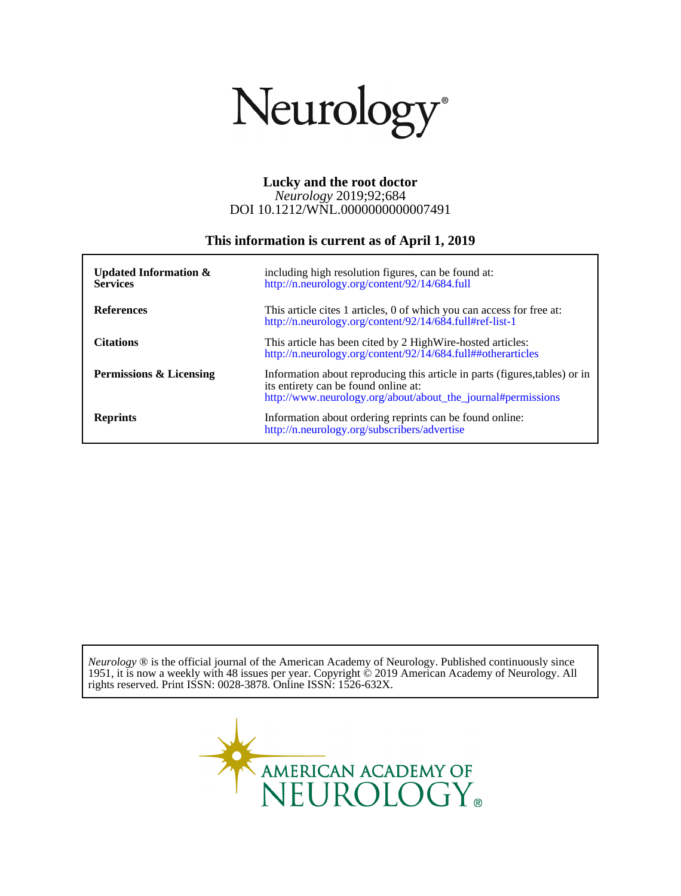# Neurology®

**Lucky and the root doctor**
*Neurology* 2019;92;684
DOI 10.1212/WNL.0000000000007491

**This information is current as of April 1, 2019**

| | |
|---|---|
| **Updated Information & Services** | including high resolution figures, can be found at: http://n.neurology.org/content/92/14/684.full |
| **References** | This article cites 1 articles, 0 of which you can access for free at: http://n.neurology.org/content/92/14/684.full#ref-list-1 |
| **Citations** | This article has been cited by 2 HighWire-hosted articles: http://n.neurology.org/content/92/14/684.full##otherarticles |
| **Permissions & Licensing** | Information about reproducing this article in parts (figures,tables) or in its entirety can be found online at: http://www.neurology.org/about/about_the_journal#permissions |
| **Reprints** | Information about ordering reprints can be found online: http://n.neurology.org/subscribers/advertise |

*Neurology* ® is the official journal of the American Academy of Neurology. Published continuously since 1951, it is now a weekly with 48 issues per year. Copyright © 2019 American Academy of Neurology. All rights reserved. Print ISSN: 0028-3878. Online ISSN: 1526-632X.

AMERICAN ACADEMY OF NEUROLOGY®